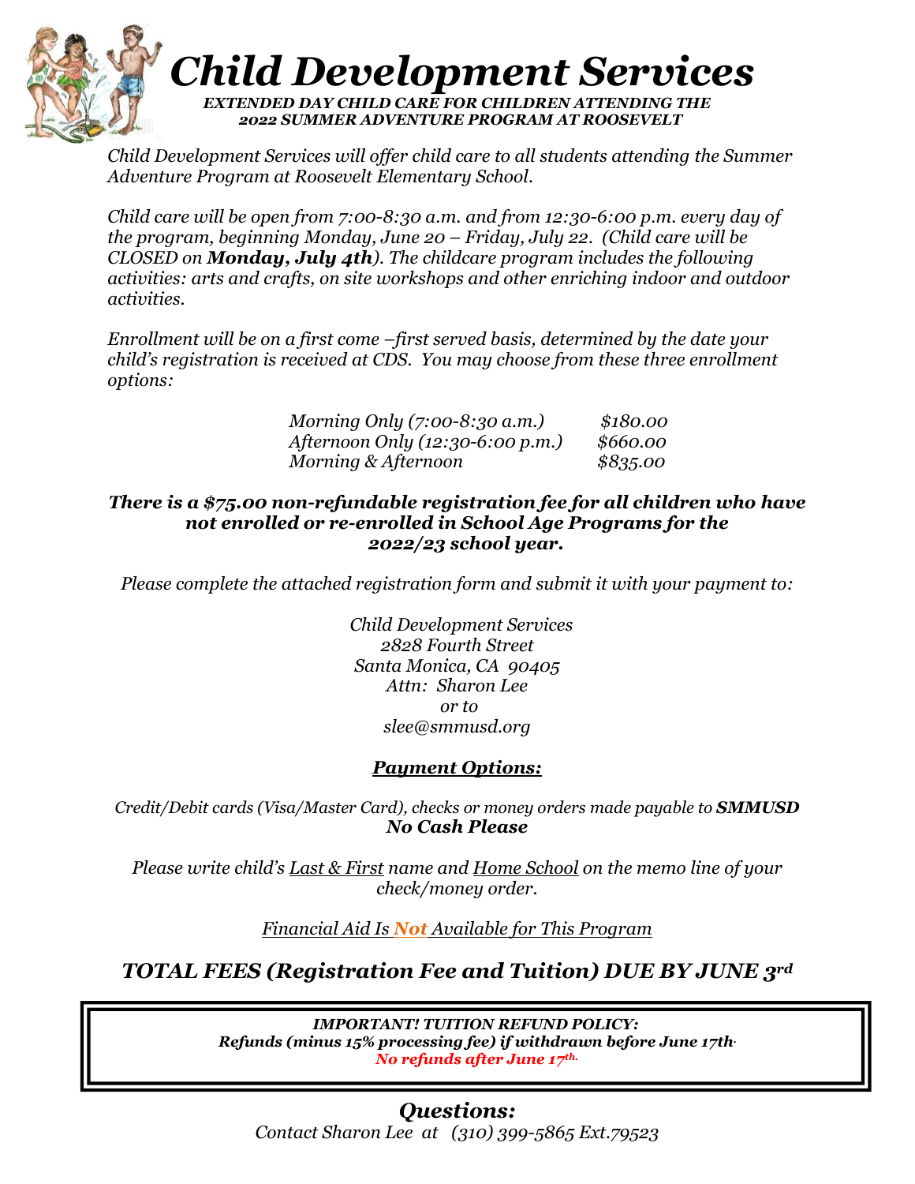# *Child Development Services*

***EXTENDED DAY CHILD CARE FOR CHILDREN ATTENDING THE 2022 SUMMER ADVENTURE PROGRAM AT ROOSEVELT***

*Child Development Services will offer child care to all students attending the Summer Adventure Program at Roosevelt Elementary School.*

*Child care will be open from 7:00-8:30 a.m. and from 12:30-6:00 p.m. every day of the program, beginning Monday, June 20 – Friday, July 22. (Child care will be CLOSED on **Monday, July 4th**). The childcare program includes the following activities: arts and crafts, on site workshops and other enriching indoor and outdoor activities.*

*Enrollment will be on a first come –first served basis, determined by the date your child's registration is received at CDS. You may choose from these three enrollment options:*

| | |
|---|---|
| *Morning Only (7:00-8:30 a.m.)* | *$180.00* |
| *Afternoon Only (12:30-6:00 p.m.)* | *$660.00* |
| *Morning & Afternoon* | *$835.00* |

***There is a $75.00 non-refundable registration fee for all children who have not enrolled or re-enrolled in School Age Programs for the 2022/23 school year.***

*Please complete the attached registration form and submit it with your payment to:*

*Child Development Services*
*2828 Fourth Street*
*Santa Monica, CA 90405*
*Attn: Sharon Lee*
*or to*
*slee@smmusd.org*

## ***Payment Options:***

*Credit/Debit cards (Visa/Master Card), checks or money orders made payable to **SMMUSD***
***No Cash Please***

*Please write child's Last & First name and Home School on the memo line of your check/money order.*

*Financial Aid Is **Not** Available for This Program*

## *TOTAL FEES (Registration Fee and Tuition) DUE BY JUNE 3rd*

***IMPORTANT! TUITION REFUND POLICY:***
***Refunds (minus 15% processing fee) if withdrawn before June 17th.***
***No refunds after June 17th.***

## *Questions:*

*Contact Sharon Lee at (310) 399-5865 Ext.79523*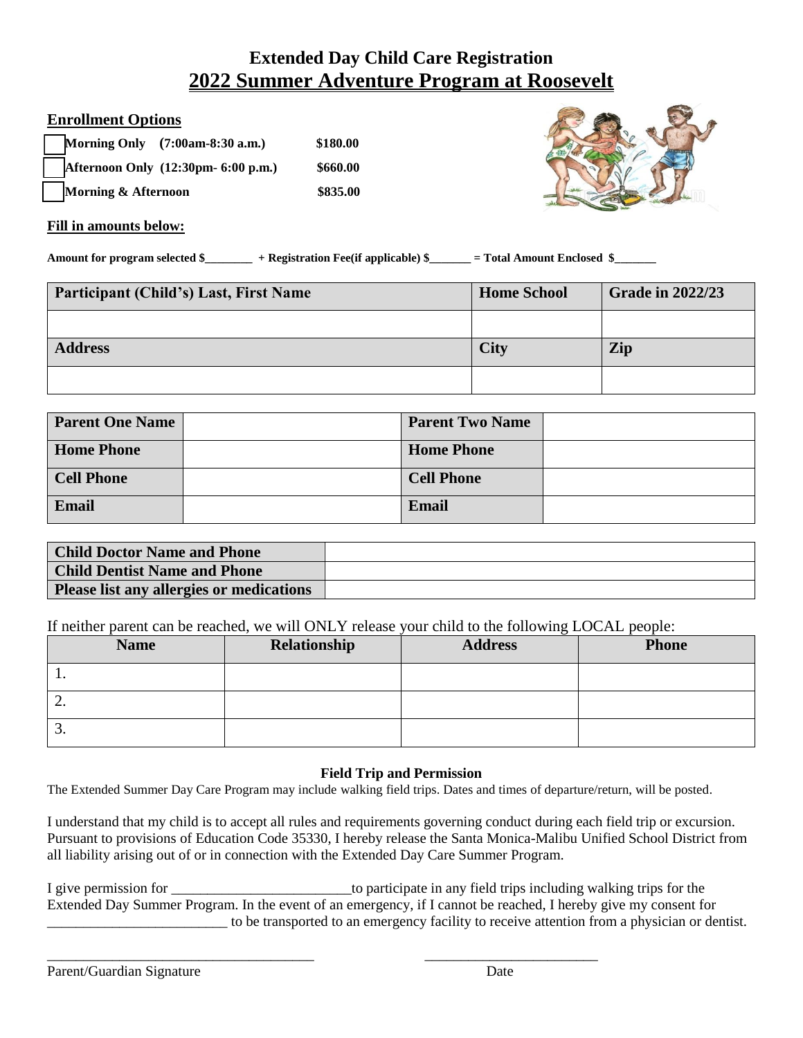# Extended Day Child Care Registration

## 2022 Summer Adventure Program at Roosevelt

**Enrollment Options**

- ☐ **Morning Only (7:00am-8:30 a.m.)** **$180.00**
- ☐ **Afternoon Only (12:30pm- 6:00 p.m.)** **$660.00**
- ☐ **Morning & Afternoon** **$835.00**

**Fill in amounts below:**

**Amount for program selected $________ + Registration Fee(if applicable) $_______ = Total Amount Enclosed $_______**

| Participant (Child's) Last, First Name | Home School | Grade in 2022/23 |
|---|---|---|
| | | |
| **Address** | **City** | **Zip** |
| | | |

| Parent One Name | | Parent Two Name | |
|---|---|---|---|
| **Home Phone** | | **Home Phone** | |
| **Cell Phone** | | **Cell Phone** | |
| **Email** | | **Email** | |

| Child Doctor Name and Phone | |
|---|---|
| **Child Dentist Name and Phone** | |
| **Please list any allergies or medications** | |

If neither parent can be reached, we will ONLY release your child to the following LOCAL people:

| Name | Relationship | Address | Phone |
|---|---|---|---|
| 1. | | | |
| 2. | | | |
| 3. | | | |

**Field Trip and Permission**

The Extended Summer Day Care Program may include walking field trips. Dates and times of departure/return, will be posted.

I understand that my child is to accept all rules and requirements governing conduct during each field trip or excursion. Pursuant to provisions of Education Code 35330, I hereby release the Santa Monica-Malibu Unified School District from all liability arising out of or in connection with the Extended Day Care Summer Program.

I give permission for __________________________to participate in any field trips including walking trips for the Extended Day Summer Program. In the event of an emergency, if I cannot be reached, I hereby give my consent for __________________________ to be transported to an emergency facility to receive attention from a physician or dentist.

______________________________________ _________________________

Parent/Guardian Signature Date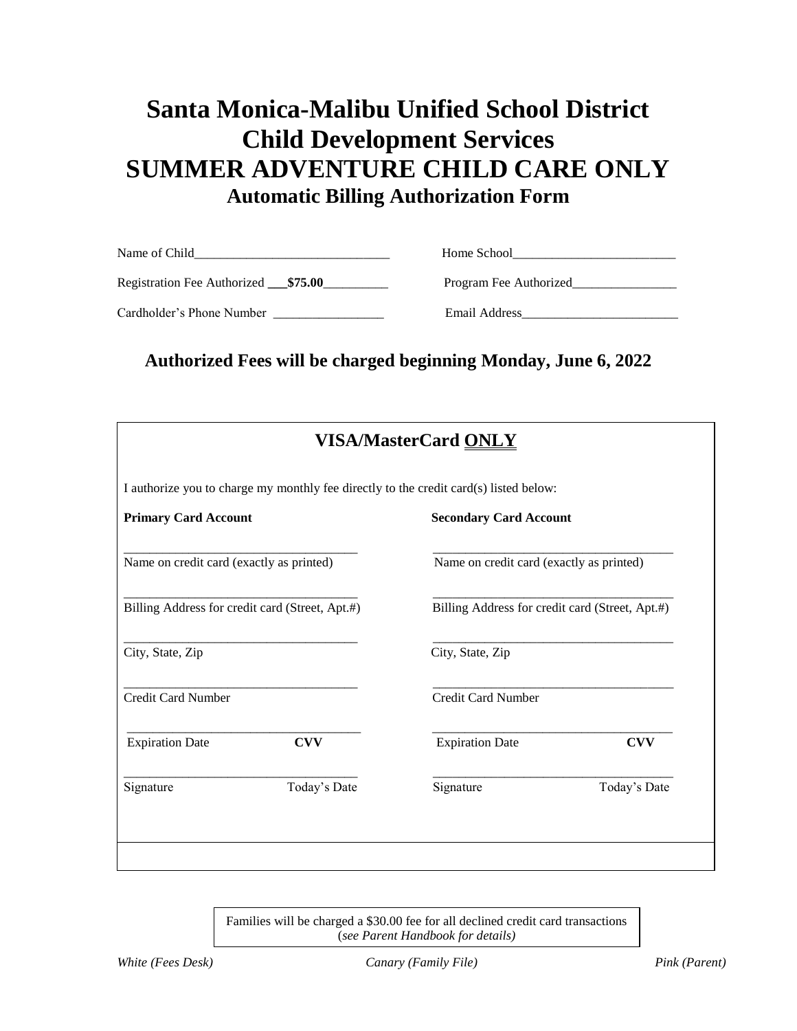# Santa Monica-Malibu Unified School District
# Child Development Services
# SUMMER ADVENTURE CHILD CARE ONLY
## Automatic Billing Authorization Form

Name of Child_______________________________ Home School_________________________

Registration Fee Authorized ___**$75.00**__________ Program Fee Authorized________________

Cardholder's Phone Number _________________ Email Address________________________

### Authorized Fees will be charged beginning Monday, June 6, 2022

### VISA/MasterCard ONLY

I authorize you to charge my monthly fee directly to the credit card(s) listed below:

| **Primary Card Account** | **Secondary Card Account** |
|---|---|
| ____________________________________ | ____________________________________ |
| Name on credit card (exactly as printed) | Name on credit card (exactly as printed) |
| ____________________________________ | ____________________________________ |
| Billing Address for credit card (Street, Apt.#) | Billing Address for credit card (Street, Apt.#) |
| ____________________________________ | ____________________________________ |
| City, State, Zip | City, State, Zip |
| ____________________________________ | ____________________________________ |
| Credit Card Number | Credit Card Number |
| ____________________________________ | ____________________________________ |
| Expiration Date **CVV** | Expiration Date **CVV** |
| ____________________________________ | ____________________________________ |
| Signature Today's Date | Signature Today's Date |

Families will be charged a $30.00 fee for all declined credit card transactions (*see Parent Handbook for details)*

*White (Fees Desk)* *Canary (Family File)* *Pink (Parent)*